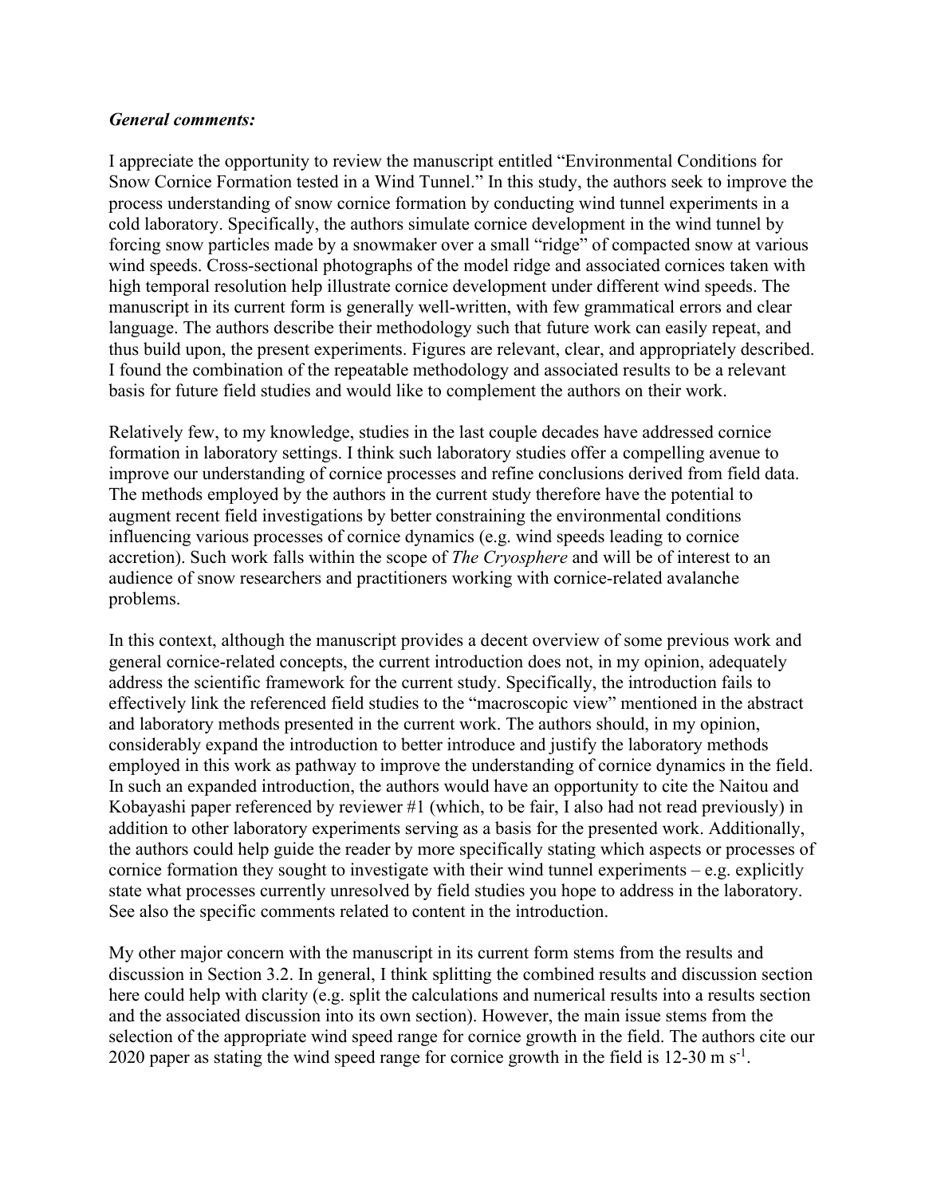***General comments:***

I appreciate the opportunity to review the manuscript entitled "Environmental Conditions for Snow Cornice Formation tested in a Wind Tunnel." In this study, the authors seek to improve the process understanding of snow cornice formation by conducting wind tunnel experiments in a cold laboratory. Specifically, the authors simulate cornice development in the wind tunnel by forcing snow particles made by a snowmaker over a small "ridge" of compacted snow at various wind speeds. Cross-sectional photographs of the model ridge and associated cornices taken with high temporal resolution help illustrate cornice development under different wind speeds. The manuscript in its current form is generally well-written, with few grammatical errors and clear language. The authors describe their methodology such that future work can easily repeat, and thus build upon, the present experiments. Figures are relevant, clear, and appropriately described. I found the combination of the repeatable methodology and associated results to be a relevant basis for future field studies and would like to complement the authors on their work.

Relatively few, to my knowledge, studies in the last couple decades have addressed cornice formation in laboratory settings. I think such laboratory studies offer a compelling avenue to improve our understanding of cornice processes and refine conclusions derived from field data. The methods employed by the authors in the current study therefore have the potential to augment recent field investigations by better constraining the environmental conditions influencing various processes of cornice dynamics (e.g. wind speeds leading to cornice accretion). Such work falls within the scope of *The Cryosphere* and will be of interest to an audience of snow researchers and practitioners working with cornice-related avalanche problems.

In this context, although the manuscript provides a decent overview of some previous work and general cornice-related concepts, the current introduction does not, in my opinion, adequately address the scientific framework for the current study. Specifically, the introduction fails to effectively link the referenced field studies to the "macroscopic view" mentioned in the abstract and laboratory methods presented in the current work. The authors should, in my opinion, considerably expand the introduction to better introduce and justify the laboratory methods employed in this work as pathway to improve the understanding of cornice dynamics in the field. In such an expanded introduction, the authors would have an opportunity to cite the Naitou and Kobayashi paper referenced by reviewer #1 (which, to be fair, I also had not read previously) in addition to other laboratory experiments serving as a basis for the presented work. Additionally, the authors could help guide the reader by more specifically stating which aspects or processes of cornice formation they sought to investigate with their wind tunnel experiments – e.g. explicitly state what processes currently unresolved by field studies you hope to address in the laboratory. See also the specific comments related to content in the introduction.

My other major concern with the manuscript in its current form stems from the results and discussion in Section 3.2. In general, I think splitting the combined results and discussion section here could help with clarity (e.g. split the calculations and numerical results into a results section and the associated discussion into its own section). However, the main issue stems from the selection of the appropriate wind speed range for cornice growth in the field. The authors cite our 2020 paper as stating the wind speed range for cornice growth in the field is 12-30 m $s^{-1}$.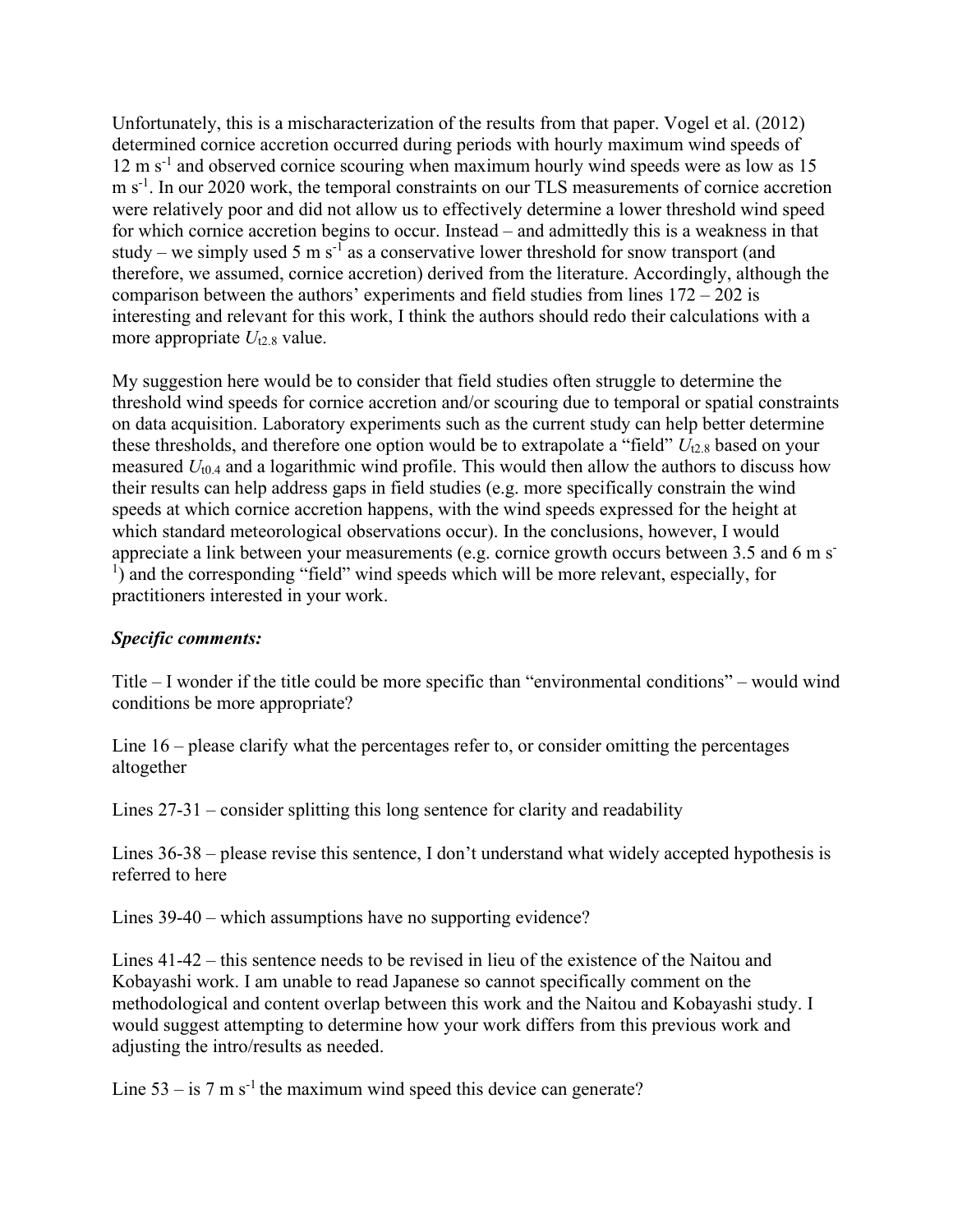Unfortunately, this is a mischaracterization of the results from that paper. Vogel et al. (2012) determined cornice accretion occurred during periods with hourly maximum wind speeds of 12 m $s^{-1}$ and observed cornice scouring when maximum hourly wind speeds were as low as 15 m $s^{-1}$. In our 2020 work, the temporal constraints on our TLS measurements of cornice accretion were relatively poor and did not allow us to effectively determine a lower threshold wind speed for which cornice accretion begins to occur. Instead – and admittedly this is a weakness in that study – we simply used 5 m $s^{-1}$ as a conservative lower threshold for snow transport (and therefore, we assumed, cornice accretion) derived from the literature. Accordingly, although the comparison between the authors' experiments and field studies from lines 172 – 202 is interesting and relevant for this work, I think the authors should redo their calculations with a more appropriate $U_{t2.8}$ value.

My suggestion here would be to consider that field studies often struggle to determine the threshold wind speeds for cornice accretion and/or scouring due to temporal or spatial constraints on data acquisition. Laboratory experiments such as the current study can help better determine these thresholds, and therefore one option would be to extrapolate a "field" $U_{t2.8}$ based on your measured $U_{t0.4}$ and a logarithmic wind profile. This would then allow the authors to discuss how their results can help address gaps in field studies (e.g. more specifically constrain the wind speeds at which cornice accretion happens, with the wind speeds expressed for the height at which standard meteorological observations occur). In the conclusions, however, I would appreciate a link between your measurements (e.g. cornice growth occurs between 3.5 and 6 m $s^{-1}$) and the corresponding "field" wind speeds which will be more relevant, especially, for practitioners interested in your work.

***Specific comments:***

Title – I wonder if the title could be more specific than "environmental conditions" – would wind conditions be more appropriate?

Line 16 – please clarify what the percentages refer to, or consider omitting the percentages altogether

Lines 27-31 – consider splitting this long sentence for clarity and readability

Lines 36-38 – please revise this sentence, I don't understand what widely accepted hypothesis is referred to here

Lines 39-40 – which assumptions have no supporting evidence?

Lines 41-42 – this sentence needs to be revised in lieu of the existence of the Naitou and Kobayashi work. I am unable to read Japanese so cannot specifically comment on the methodological and content overlap between this work and the Naitou and Kobayashi study. I would suggest attempting to determine how your work differs from this previous work and adjusting the intro/results as needed.

Line 53 – is 7 m $s^{-1}$ the maximum wind speed this device can generate?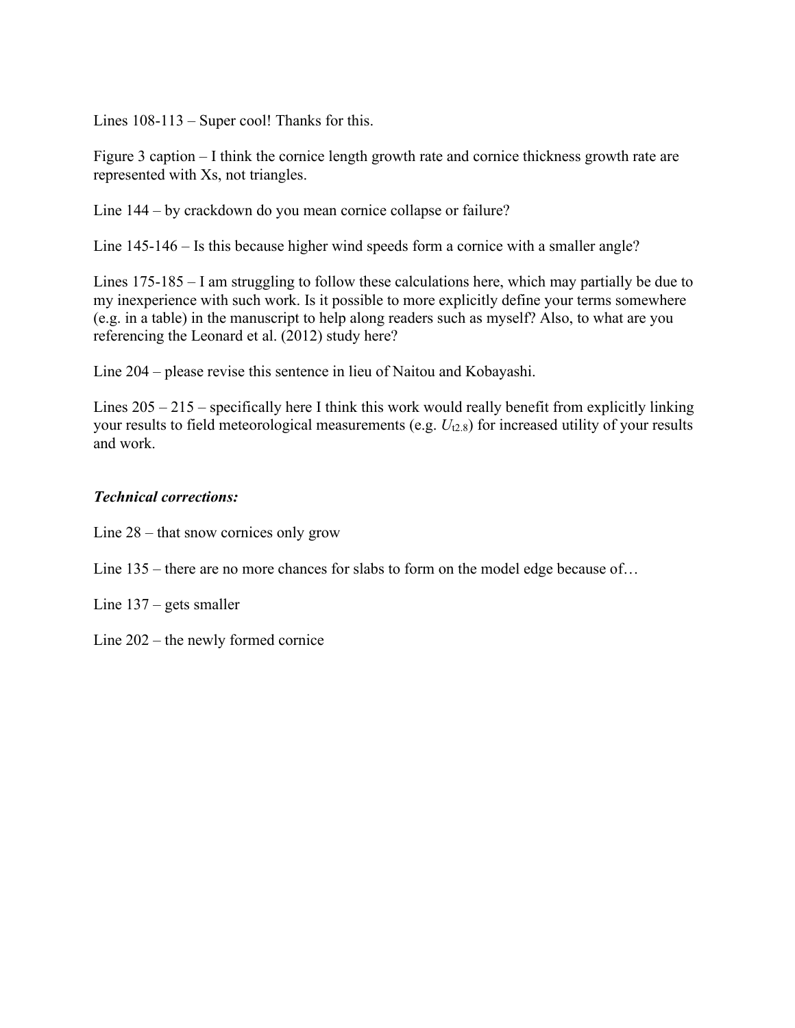Lines 108-113 – Super cool! Thanks for this.

Figure 3 caption – I think the cornice length growth rate and cornice thickness growth rate are represented with Xs, not triangles.

Line 144 – by crackdown do you mean cornice collapse or failure?

Line 145-146 – Is this because higher wind speeds form a cornice with a smaller angle?

Lines 175-185 – I am struggling to follow these calculations here, which may partially be due to my inexperience with such work. Is it possible to more explicitly define your terms somewhere (e.g. in a table) in the manuscript to help along readers such as myself? Also, to what are you referencing the Leonard et al. (2012) study here?

Line 204 – please revise this sentence in lieu of Naitou and Kobayashi.

Lines 205 – 215 – specifically here I think this work would really benefit from explicitly linking your results to field meteorological measurements (e.g. $U_{t2.8}$) for increased utility of your results and work.

### *Technical corrections:*

Line 28 – that snow cornices only grow

Line 135 – there are no more chances for slabs to form on the model edge because of…

Line 137 – gets smaller

Line 202 – the newly formed cornice